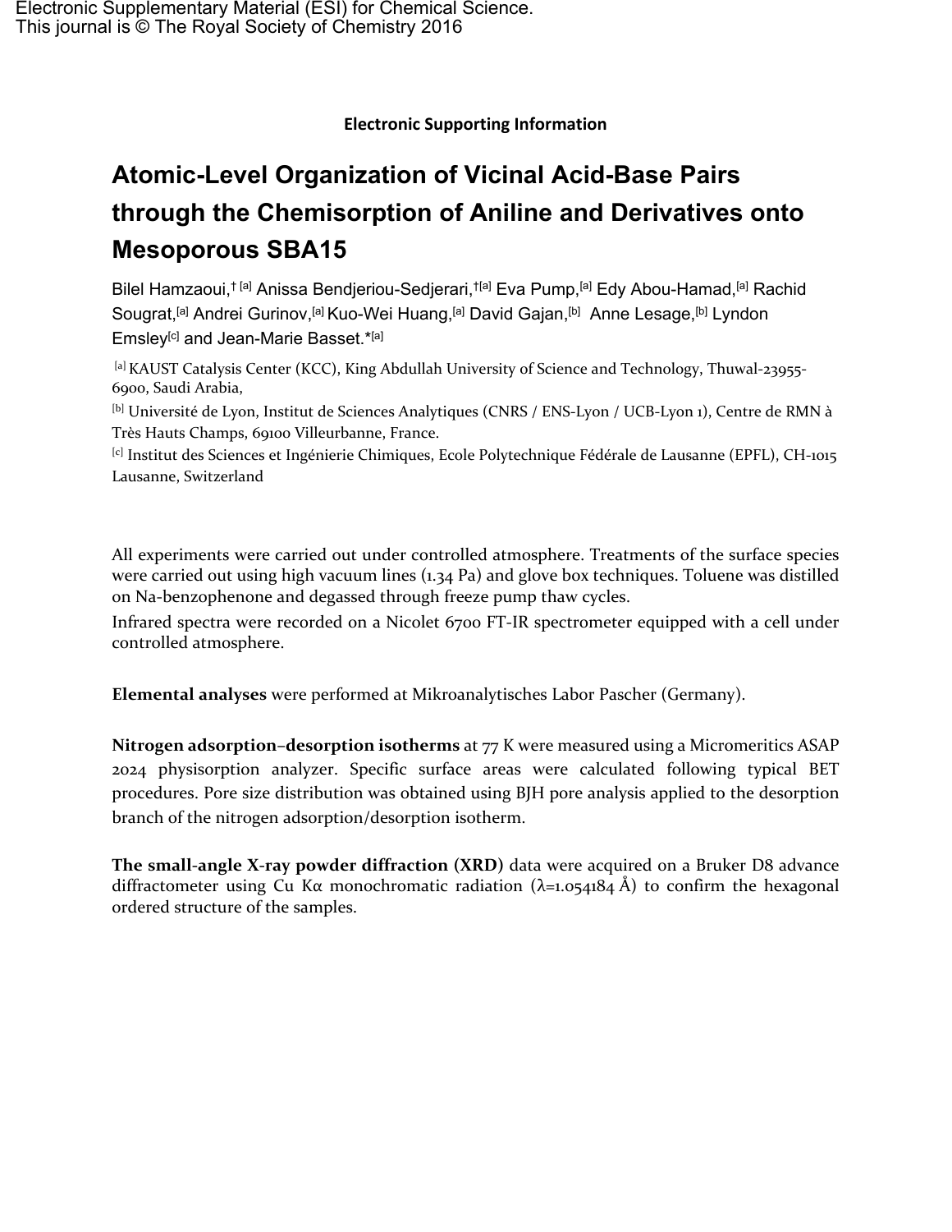Electronic Supplementary Material (ESI) for Chemical Science.
This journal is © The Royal Society of Chemistry 2016

**Electronic Supporting Information**

# Atomic-Level Organization of Vicinal Acid-Base Pairs through the Chemisorption of Aniline and Derivatives onto Mesoporous SBA15

Bilel Hamzaoui,† [a] Anissa Bendjeriou-Sedjerari,†[a] Eva Pump,[a] Edy Abou-Hamad,[a] Rachid Sougrat,[a] Andrei Gurinov,[a] Kuo-Wei Huang,[a] David Gajan,[b] Anne Lesage,[b] Lyndon Emsley[c] and Jean-Marie Basset.*[a]

[a] KAUST Catalysis Center (KCC), King Abdullah University of Science and Technology, Thuwal-23955-6900, Saudi Arabia,

[b] Université de Lyon, Institut de Sciences Analytiques (CNRS / ENS-Lyon / UCB-Lyon 1), Centre de RMN à Très Hauts Champs, 69100 Villeurbanne, France.

[c] Institut des Sciences et Ingénierie Chimiques, Ecole Polytechnique Fédérale de Lausanne (EPFL), CH-1015 Lausanne, Switzerland

All experiments were carried out under controlled atmosphere. Treatments of the surface species were carried out using high vacuum lines (1.34 Pa) and glove box techniques. Toluene was distilled on Na-benzophenone and degassed through freeze pump thaw cycles.

Infrared spectra were recorded on a Nicolet 6700 FT-IR spectrometer equipped with a cell under controlled atmosphere.

**Elemental analyses** were performed at Mikroanalytisches Labor Pascher (Germany).

**Nitrogen adsorption–desorption isotherms** at 77 K were measured using a Micromeritics ASAP 2024 physisorption analyzer. Specific surface areas were calculated following typical BET procedures. Pore size distribution was obtained using BJH pore analysis applied to the desorption branch of the nitrogen adsorption/desorption isotherm.

**The small-angle X-ray powder diffraction (XRD)** data were acquired on a Bruker D8 advance diffractometer using Cu Kα monochromatic radiation (λ=1.054184 Å) to confirm the hexagonal ordered structure of the samples.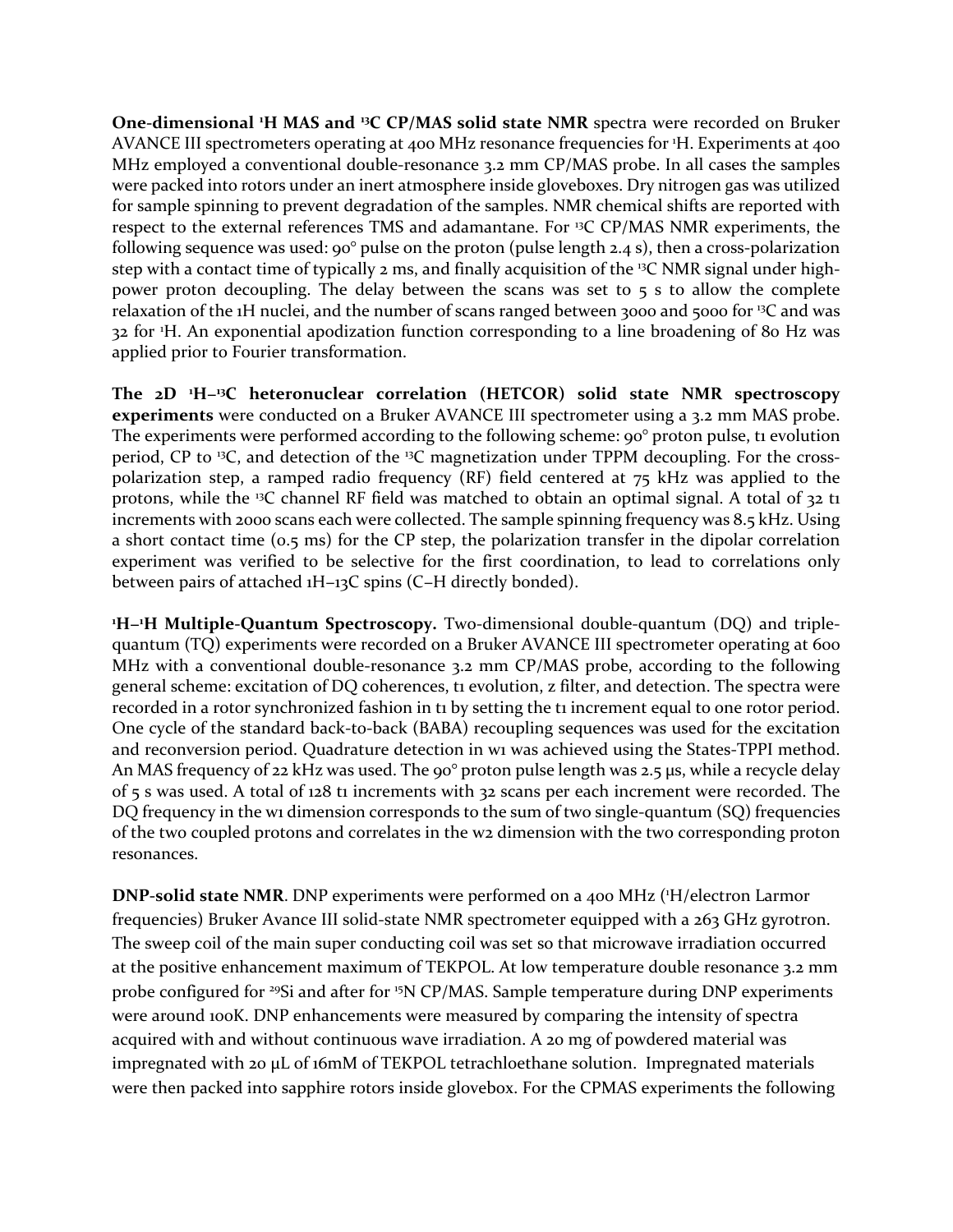**One-dimensional $^{1}$H MAS and $^{13}$C CP/MAS solid state NMR** spectra were recorded on Bruker AVANCE III spectrometers operating at 400 MHz resonance frequencies for $^{1}$H. Experiments at 400 MHz employed a conventional double-resonance 3.2 mm CP/MAS probe. In all cases the samples were packed into rotors under an inert atmosphere inside gloveboxes. Dry nitrogen gas was utilized for sample spinning to prevent degradation of the samples. NMR chemical shifts are reported with respect to the external references TMS and adamantane. For $^{13}$C CP/MAS NMR experiments, the following sequence was used: 90° pulse on the proton (pulse length 2.4 s), then a cross-polarization step with a contact time of typically 2 ms, and finally acquisition of the $^{13}$C NMR signal under high-power proton decoupling. The delay between the scans was set to 5 s to allow the complete relaxation of the 1H nuclei, and the number of scans ranged between 3000 and 5000 for $^{13}$C and was 32 for $^{1}$H. An exponential apodization function corresponding to a line broadening of 80 Hz was applied prior to Fourier transformation.

**The 2D $^{1}$H–$^{13}$C heteronuclear correlation (HETCOR) solid state NMR spectroscopy experiments** were conducted on a Bruker AVANCE III spectrometer using a 3.2 mm MAS probe. The experiments were performed according to the following scheme: 90° proton pulse, t1 evolution period, CP to $^{13}$C, and detection of the $^{13}$C magnetization under TPPM decoupling. For the cross-polarization step, a ramped radio frequency (RF) field centered at 75 kHz was applied to the protons, while the $^{13}$C channel RF field was matched to obtain an optimal signal. A total of 32 t1 increments with 2000 scans each were collected. The sample spinning frequency was 8.5 kHz. Using a short contact time (0.5 ms) for the CP step, the polarization transfer in the dipolar correlation experiment was verified to be selective for the first coordination, to lead to correlations only between pairs of attached 1H–13C spins (C–H directly bonded).

**$^{1}$H–$^{1}$H Multiple-Quantum Spectroscopy.** Two-dimensional double-quantum (DQ) and triple-quantum (TQ) experiments were recorded on a Bruker AVANCE III spectrometer operating at 600 MHz with a conventional double-resonance 3.2 mm CP/MAS probe, according to the following general scheme: excitation of DQ coherences, t1 evolution, z filter, and detection. The spectra were recorded in a rotor synchronized fashion in t1 by setting the t1 increment equal to one rotor period. One cycle of the standard back-to-back (BABA) recoupling sequences was used for the excitation and reconversion period. Quadrature detection in w1 was achieved using the States-TPPI method. An MAS frequency of 22 kHz was used. The 90° proton pulse length was 2.5 μs, while a recycle delay of 5 s was used. A total of 128 t1 increments with 32 scans per each increment were recorded. The DQ frequency in the w1 dimension corresponds to the sum of two single-quantum (SQ) frequencies of the two coupled protons and correlates in the w2 dimension with the two corresponding proton resonances.

**DNP-solid state NMR**. DNP experiments were performed on a 400 MHz ($^{1}$H/electron Larmor frequencies) Bruker Avance III solid-state NMR spectrometer equipped with a 263 GHz gyrotron. The sweep coil of the main super conducting coil was set so that microwave irradiation occurred at the positive enhancement maximum of TEKPOL. At low temperature double resonance 3.2 mm probe configured for $^{29}$Si and after for $^{15}$N CP/MAS. Sample temperature during DNP experiments were around 100K. DNP enhancements were measured by comparing the intensity of spectra acquired with and without continuous wave irradiation. A 20 mg of powdered material was impregnated with 20 μL of 16mM of TEKPOL tetrachloethane solution. Impregnated materials were then packed into sapphire rotors inside glovebox. For the CPMAS experiments the following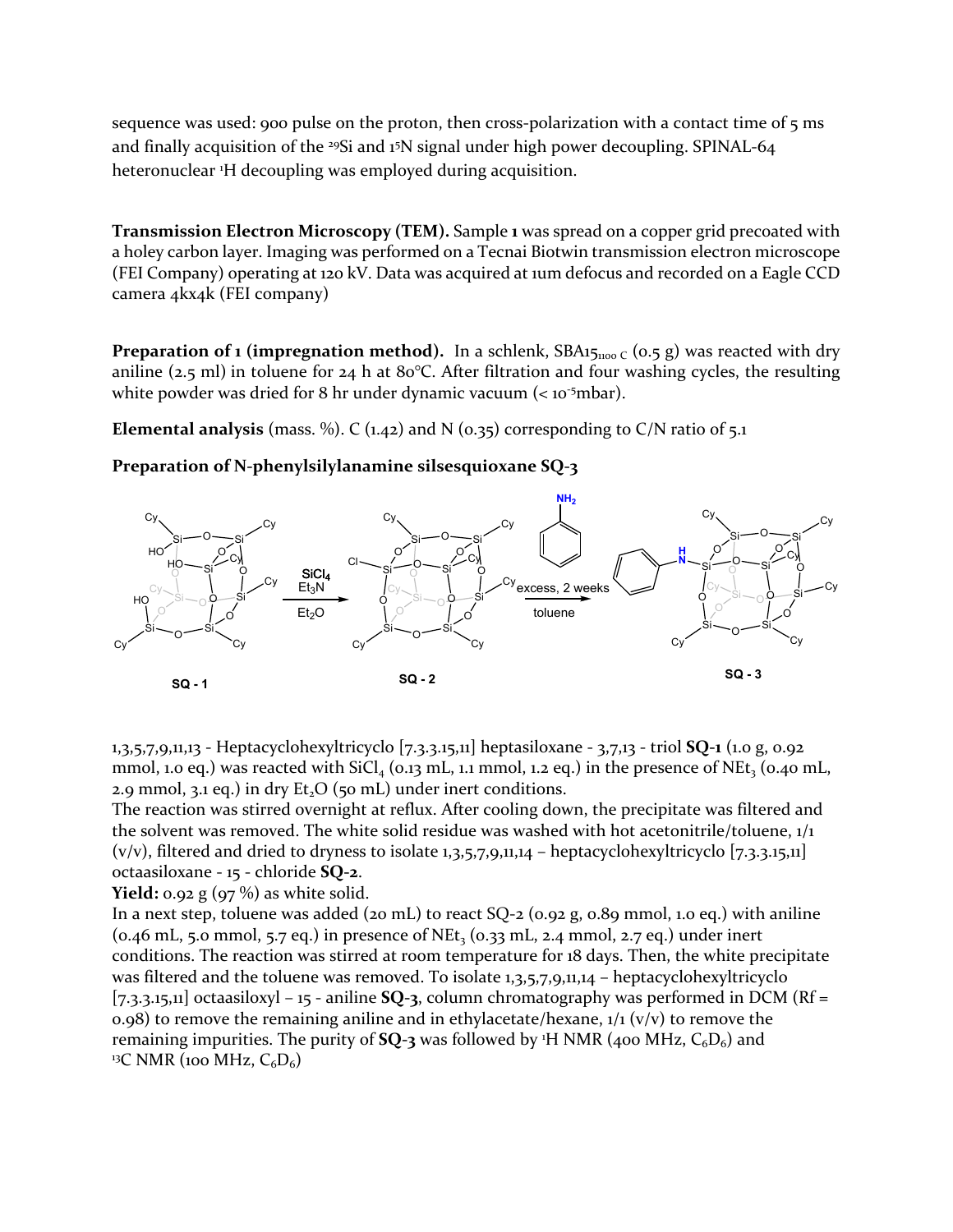sequence was used: 900 pulse on the proton, then cross-polarization with a contact time of 5 ms and finally acquisition of the $^{29}Si$ and $^{15}N$ signal under high power decoupling. SPINAL-64 heteronuclear $^{1}H$ decoupling was employed during acquisition.

**Transmission Electron Microscopy (TEM).** Sample **1** was spread on a copper grid precoated with a holey carbon layer. Imaging was performed on a Tecnai Biotwin transmission electron microscope (FEI Company) operating at 120 kV. Data was acquired at 1um defocus and recorded on a Eagle CCD camera 4kx4k (FEI company)

**Preparation of 1 (impregnation method).** In a schlenk, $SBA15_{1100\ C}$ (0.5 g) was reacted with dry aniline (2.5 ml) in toluene for 24 h at 80°C. After filtration and four washing cycles, the resulting white powder was dried for 8 hr under dynamic vacuum (< $10^{-5}$mbar).

**Elemental analysis** (mass. %). C (1.42) and N (0.35) corresponding to C/N ratio of 5.1

**Preparation of N-phenylsilylanamine silsesquioxane SQ-3**

SQ - 1 → ($SiCl_4$, $Et_3N$, $Et_2O$) → SQ - 2 → ($NH_2$-Ph, excess, 2 weeks, toluene) → SQ - 3

1,3,5,7,9,11,13 - Heptacyclohexyltricyclo [7.3.3.15,11] heptasiloxane - 3,7,13 - triol **SQ-1** (1.0 g, 0.92 mmol, 1.0 eq.) was reacted with $SiCl_4$ (0.13 mL, 1.1 mmol, 1.2 eq.) in the presence of $NEt_3$ (0.40 mL, 2.9 mmol, 3.1 eq.) in dry $Et_2O$ (50 mL) under inert conditions.

The reaction was stirred overnight at reflux. After cooling down, the precipitate was filtered and the solvent was removed. The white solid residue was washed with hot acetonitrile/toluene, 1/1 (v/v), filtered and dried to dryness to isolate 1,3,5,7,9,11,14 – heptacyclohexyltricyclo [7.3.3.15,11] octaasiloxane - 15 - chloride **SQ-2**.

**Yield:** 0.92 g (97 %) as white solid.

In a next step, toluene was added (20 mL) to react SQ-2 (0.92 g, 0.89 mmol, 1.0 eq.) with aniline (0.46 mL, 5.0 mmol, 5.7 eq.) in presence of $NEt_3$ (0.33 mL, 2.4 mmol, 2.7 eq.) under inert conditions. The reaction was stirred at room temperature for 18 days. Then, the white precipitate was filtered and the toluene was removed. To isolate 1,3,5,7,9,11,14 – heptacyclohexyltricyclo [7.3.3.15,11] octaasiloxyl – 15 - aniline **SQ-3**, column chromatography was performed in DCM (Rf = 0.98) to remove the remaining aniline and in ethylacetate/hexane, 1/1 (v/v) to remove the remaining impurities. The purity of **SQ-3** was followed by $^{1}H$ NMR (400 MHz, $C_6D_6$) and $^{13}C$ NMR (100 MHz, $C_6D_6$)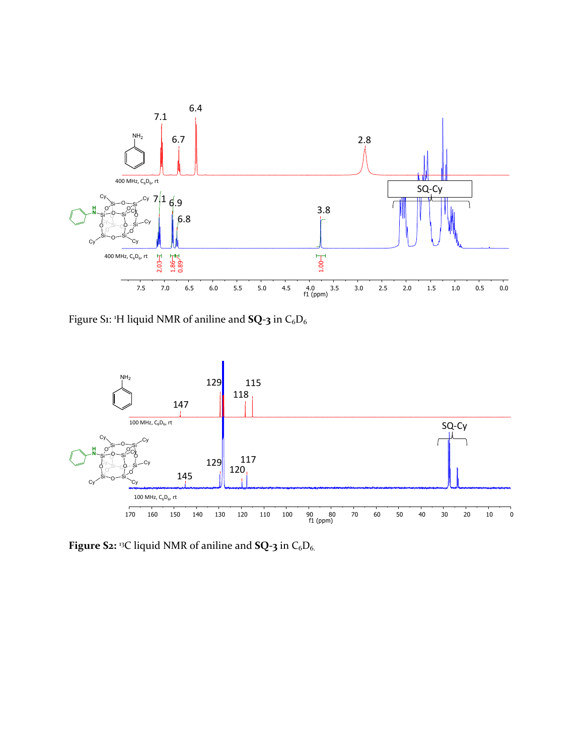Figure S1: $^{1}$H liquid NMR of aniline and **SQ-3** in $C_6D_6$

**Figure S2:** $^{13}$C liquid NMR of aniline and **SQ-3** in $C_6D_6$.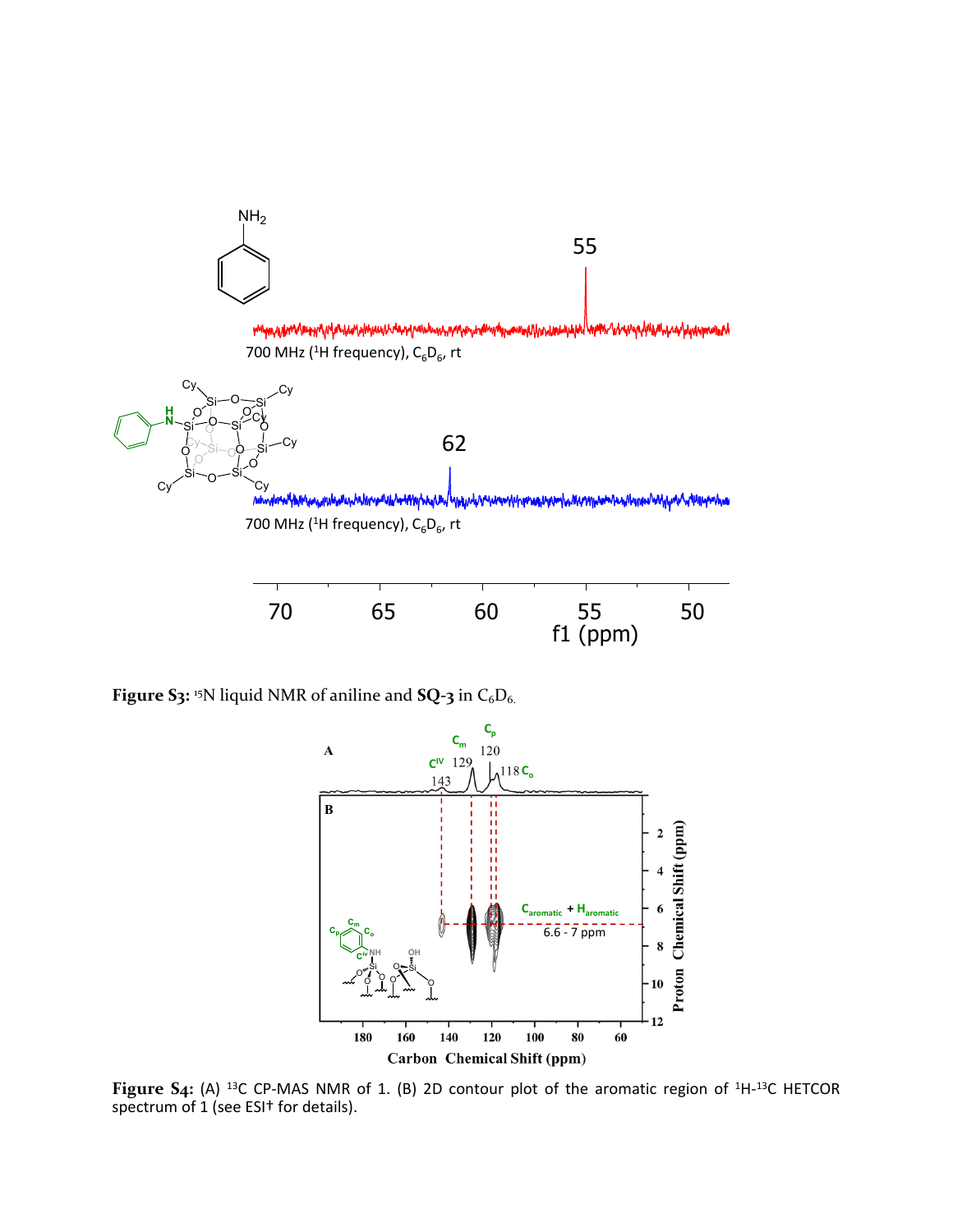**Figure S3:** $^{15}N$ liquid NMR of aniline and **SQ-3** in $C_6D_6$.

**Figure S4:** (A) $^{13}C$ CP-MAS NMR of 1. (B) 2D contour plot of the aromatic region of $^1H$-$^{13}C$ HETCOR spectrum of 1 (see ESI† for details).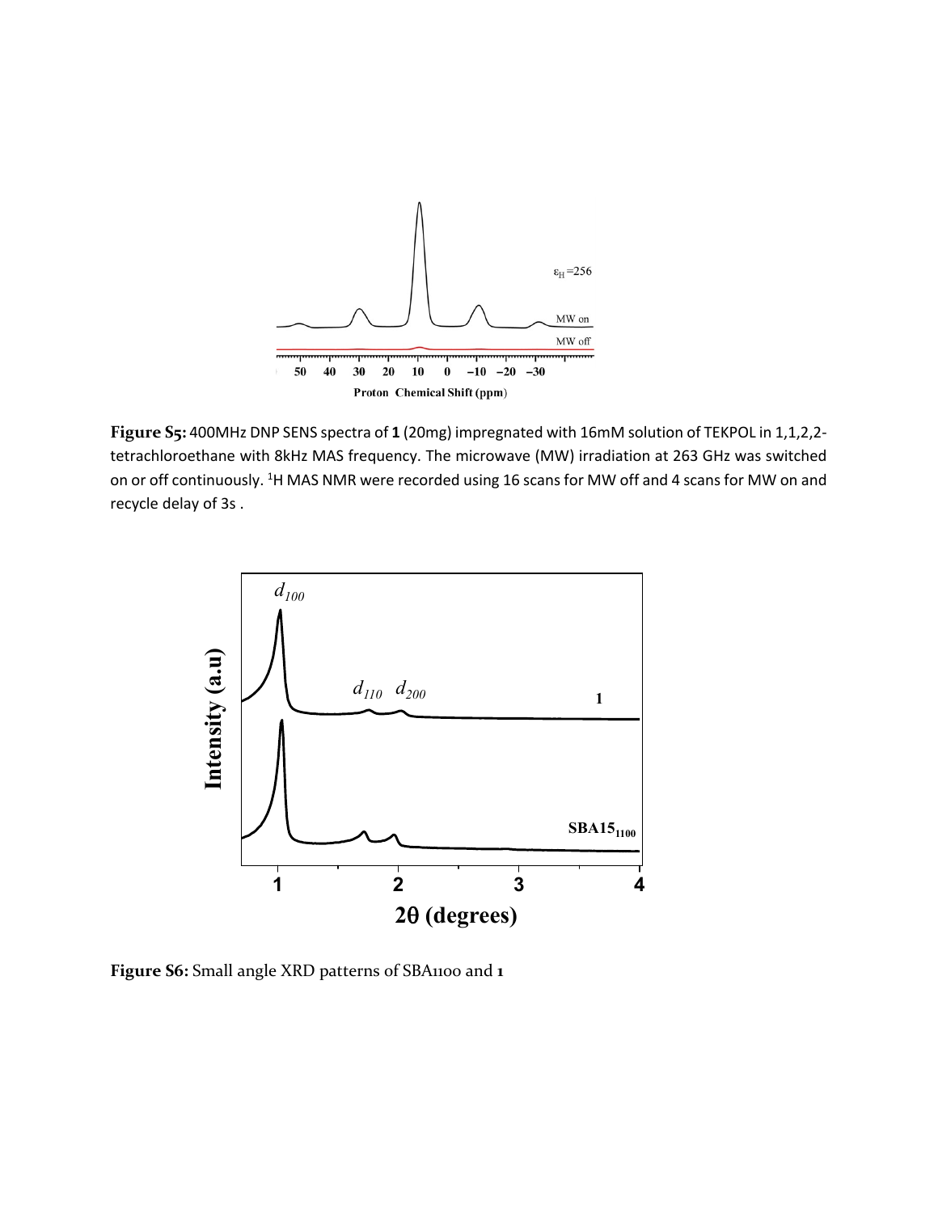**Figure S5:** 400MHz DNP SENS spectra of **1** (20mg) impregnated with 16mM solution of TEKPOL in 1,1,2,2-tetrachloroethane with 8kHz MAS frequency. The microwave (MW) irradiation at 263 GHz was switched on or off continuously. $^{1}$H MAS NMR were recorded using 16 scans for MW off and 4 scans for MW on and recycle delay of 3s .

**Figure S6:** Small angle XRD patterns of SBA1100 and **1**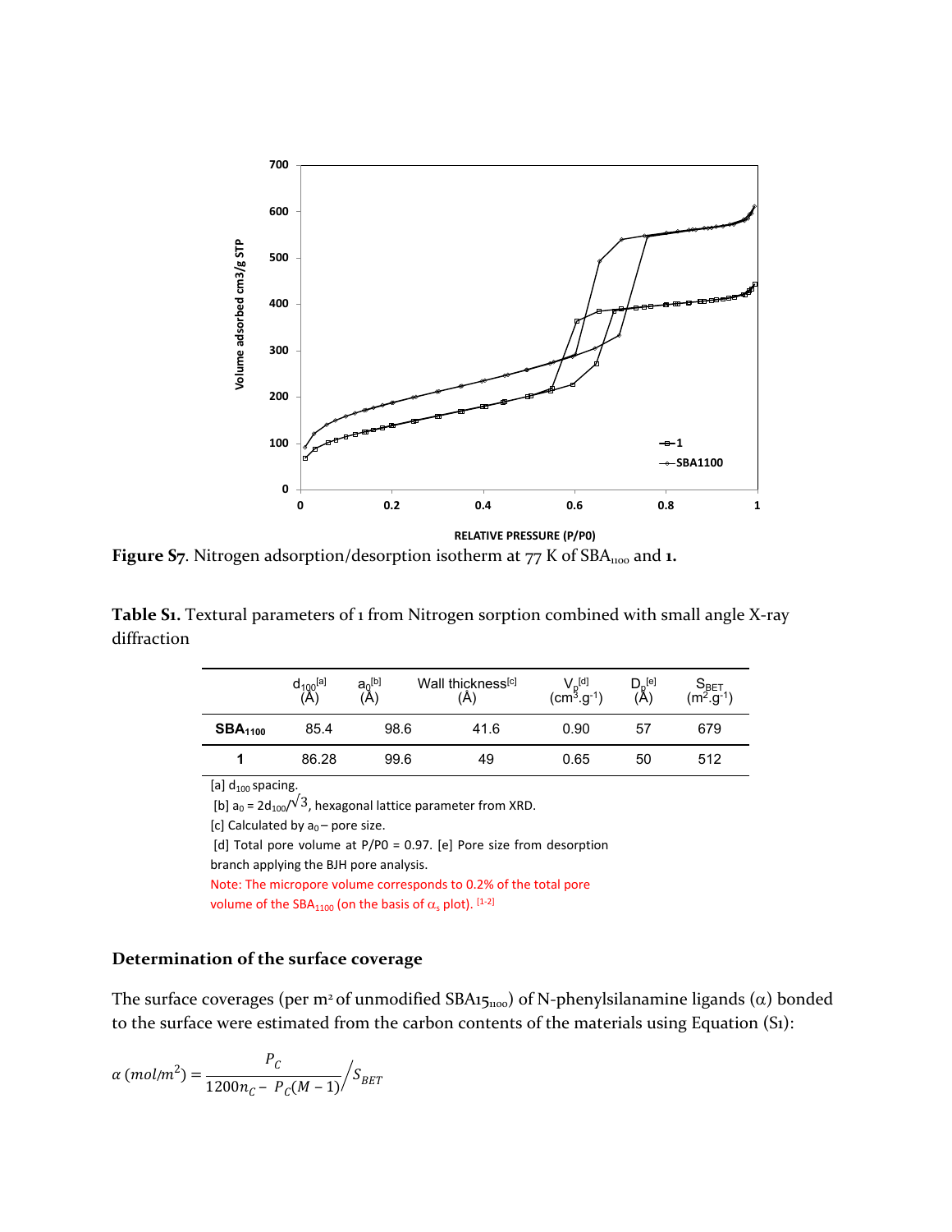**Figure S7**. Nitrogen adsorption/desorption isotherm at 77 K of $SBA_{1100}$ and **1.**

**Table S1.** Textural parameters of 1 from Nitrogen sorption combined with small angle X-ray diffraction

| | $d_{100}$[a] (Å) | $a_0$[b] (Å) | Wall thickness[c] (Å) | $V_p$[d] ($cm^3.g^{-1}$) | $D_p$[e] (Å) | $S_{BET}$ ($m^2.g^{-1}$) |
|---|---|---|---|---|---|---|
| **$SBA_{1100}$** | 85.4 | 98.6 | 41.6 | 0.90 | 57 | 679 |
| **1** | 86.28 | 99.6 | 49 | 0.65 | 50 | 512 |

[a] $d_{100}$ spacing.

[b] $a_0 = 2d_{100}/\sqrt{3}$, hexagonal lattice parameter from XRD.

[c] Calculated by $a_0$ – pore size.

[d] Total pore volume at P/P0 = 0.97. [e] Pore size from desorption branch applying the BJH pore analysis.

Note: The micropore volume corresponds to 0.2% of the total pore volume of the $SBA_{1100}$ (on the basis of $\alpha_s$ plot). [1-2]

### Determination of the surface coverage

The surface coverages (per m² of unmodified $SBA15_{1100}$) of N-phenylsilanamine ligands ($\alpha$) bonded to the surface were estimated from the carbon contents of the materials using Equation (S1):

$$\alpha\ (mol/m^2) = \frac{P_C}{1200n_C - P_C(M-1)} \Big/ S_{BET}$$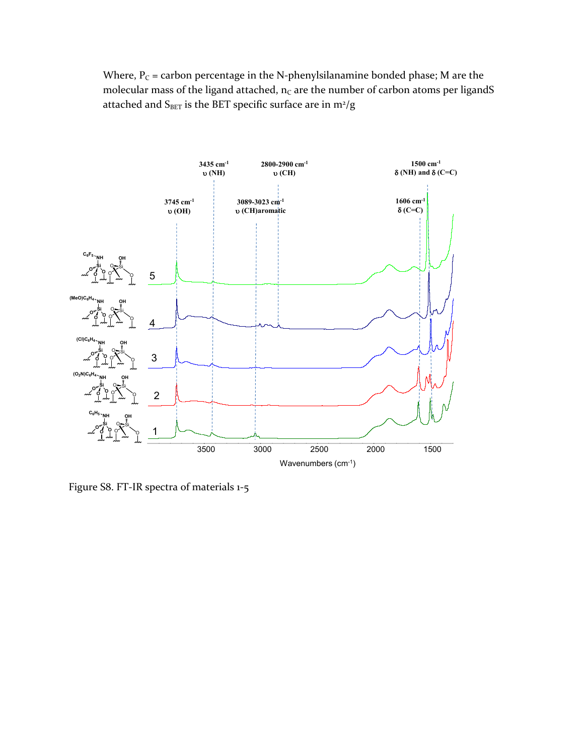Where, $P_C$ = carbon percentage in the N-phenylsilanamine bonded phase; M are the molecular mass of the ligand attached, $n_C$ are the number of carbon atoms per ligandS attached and $S_{BET}$ is the BET specific surface are in m²/g

Figure S8. FT-IR spectra of materials 1-5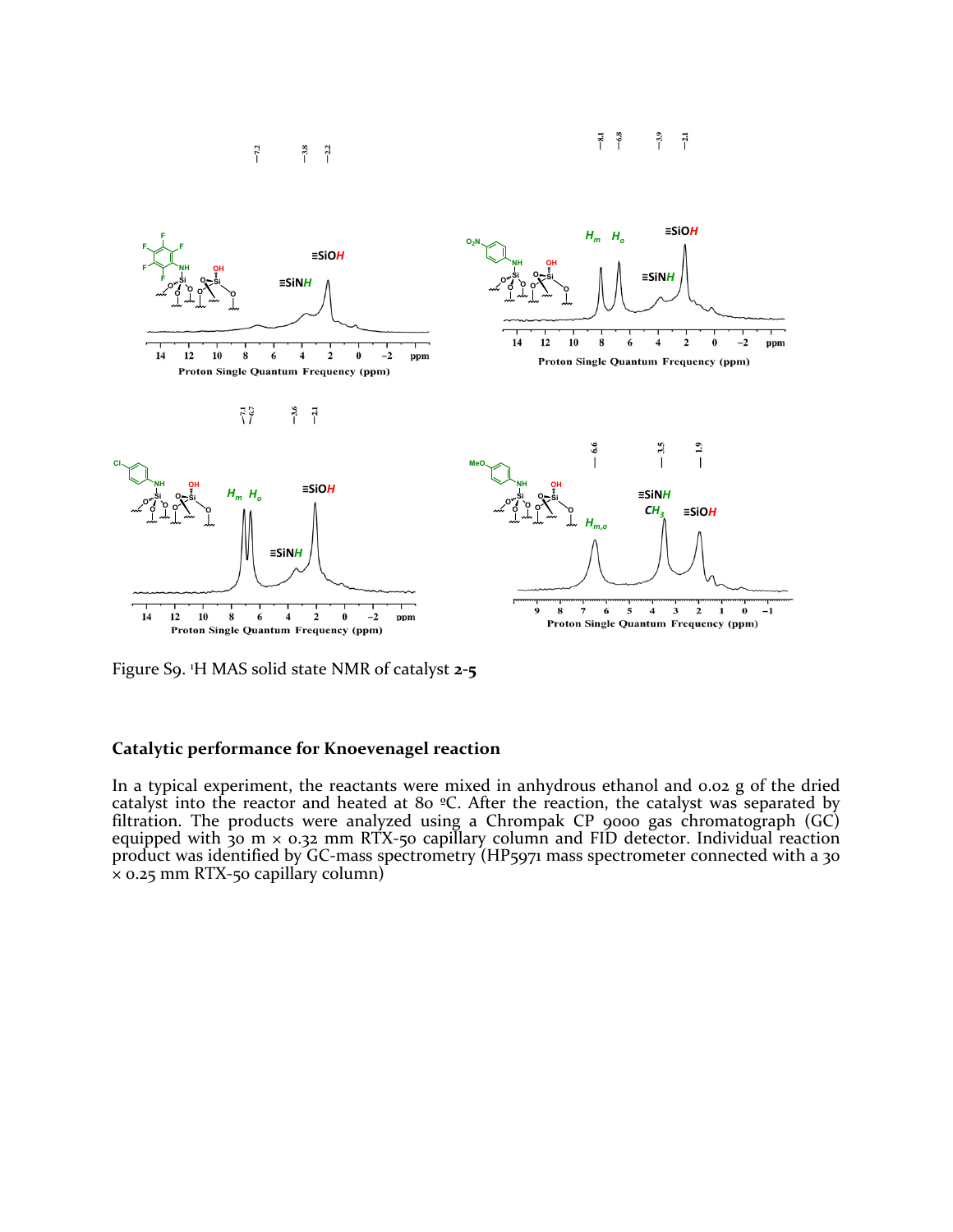Figure S9. $^{1}$H MAS solid state NMR of catalyst **2-5**

## Catalytic performance for Knoevenagel reaction

In a typical experiment, the reactants were mixed in anhydrous ethanol and 0.02 g of the dried catalyst into the reactor and heated at 80 ºC. After the reaction, the catalyst was separated by filtration. The products were analyzed using a Chrompak CP 9000 gas chromatograph (GC) equipped with 30 m × 0.32 mm RTX-50 capillary column and FID detector. Individual reaction product was identified by GC-mass spectrometry (HP5971 mass spectrometer connected with a 30 × 0.25 mm RTX-50 capillary column)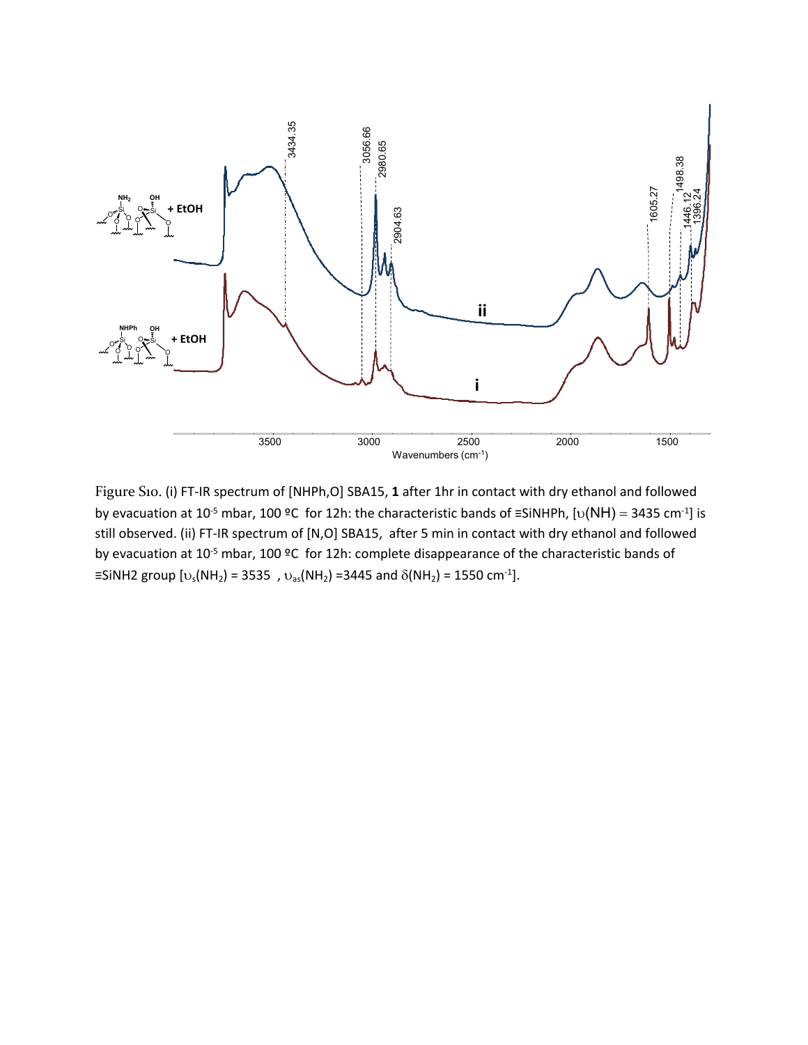Figure S10. (i) FT-IR spectrum of [NHPh,O] SBA15, **1** after 1hr in contact with dry ethanol and followed by evacuation at $10^{-5}$ mbar, 100 ºC for 12h: the characteristic bands of ≡SiNHPh, [$\upsilon$(NH) = 3435 $cm^{-1}$] is still observed. (ii) FT-IR spectrum of [N,O] SBA15, after 5 min in contact with dry ethanol and followed by evacuation at $10^{-5}$ mbar, 100 ºC for 12h: complete disappearance of the characteristic bands of ≡SiNH2 group [$\upsilon_s(NH_2)$ = 3535 , $\upsilon_{as}(NH_2)$ =3445 and $\delta(NH_2)$ = 1550 $cm^{-1}$].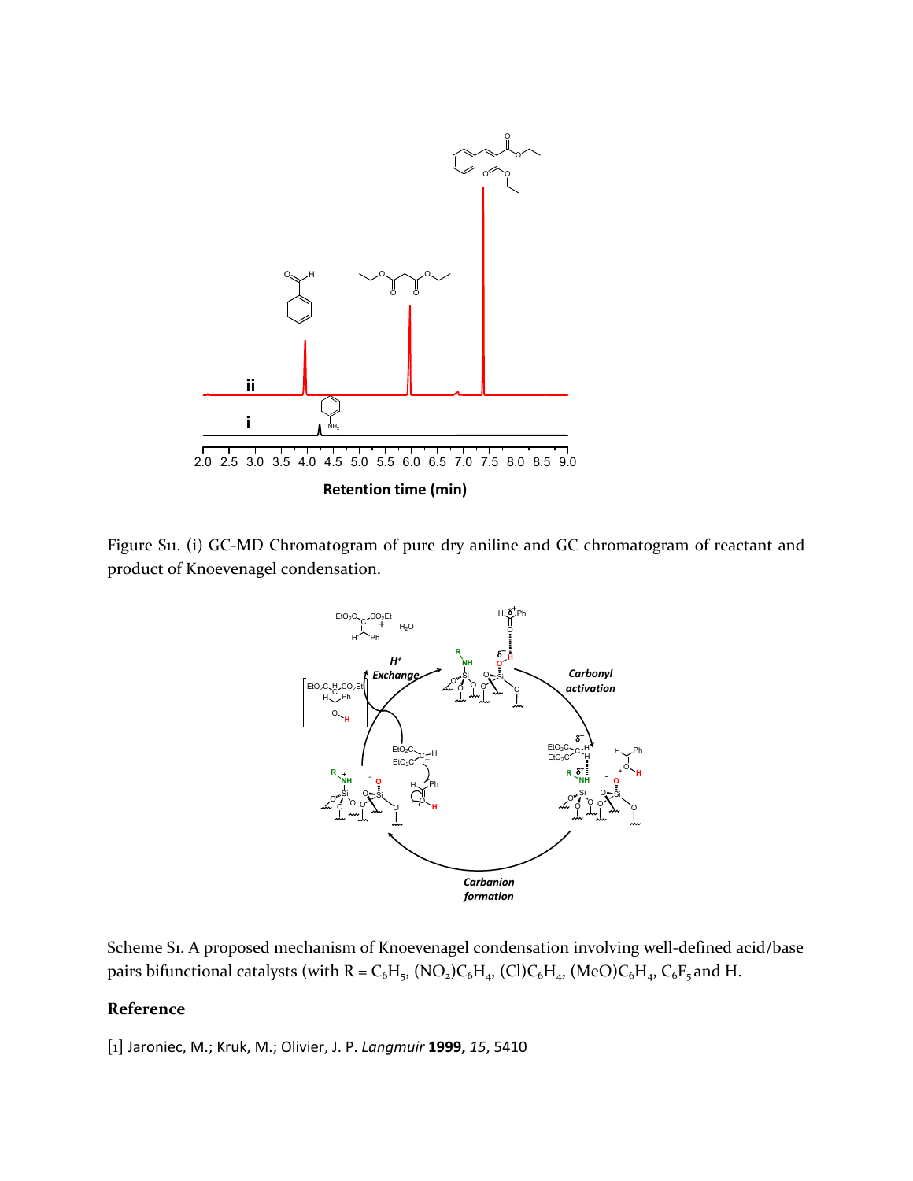Figure S11. (i) GC-MD Chromatogram of pure dry aniline and GC chromatogram of reactant and product of Knoevenagel condensation.

Scheme S1. A proposed mechanism of Knoevenagel condensation involving well-defined acid/base pairs bifunctional catalysts (with R = $C_6H_5$, $(NO_2)C_6H_4$, $(Cl)C_6H_4$, $(MeO)C_6H_4$, $C_6F_5$ and H.

## Reference

[1] Jaroniec, M.; Kruk, M.; Olivier, J. P. *Langmuir* **1999,** *15*, 5410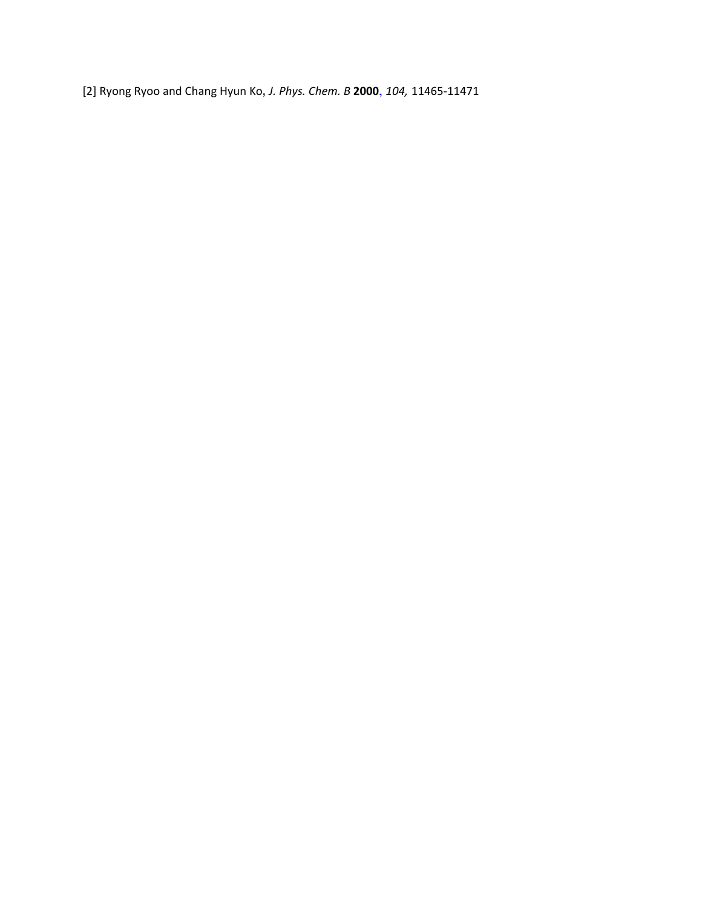[2] Ryong Ryoo and Chang Hyun Ko, *J. Phys. Chem. B* **2000**, *104,* 11465-11471